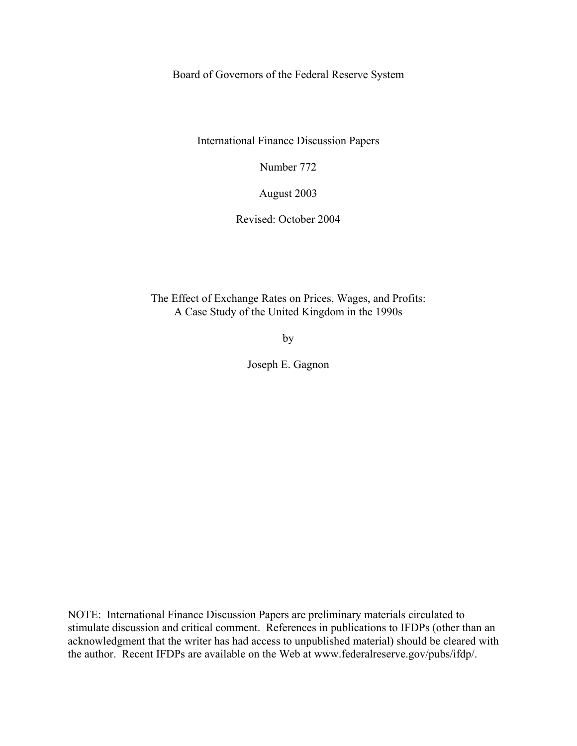Board of Governors of the Federal Reserve System

International Finance Discussion Papers

Number 772

August 2003

Revised: October 2004

# The Effect of Exchange Rates on Prices, Wages, and Profits: A Case Study of the United Kingdom in the 1990s

by

Joseph E. Gagnon

NOTE: International Finance Discussion Papers are preliminary materials circulated to stimulate discussion and critical comment. References in publications to IFDPs (other than an acknowledgment that the writer has had access to unpublished material) should be cleared with the author. Recent IFDPs are available on the Web at www.federalreserve.gov/pubs/ifdp/.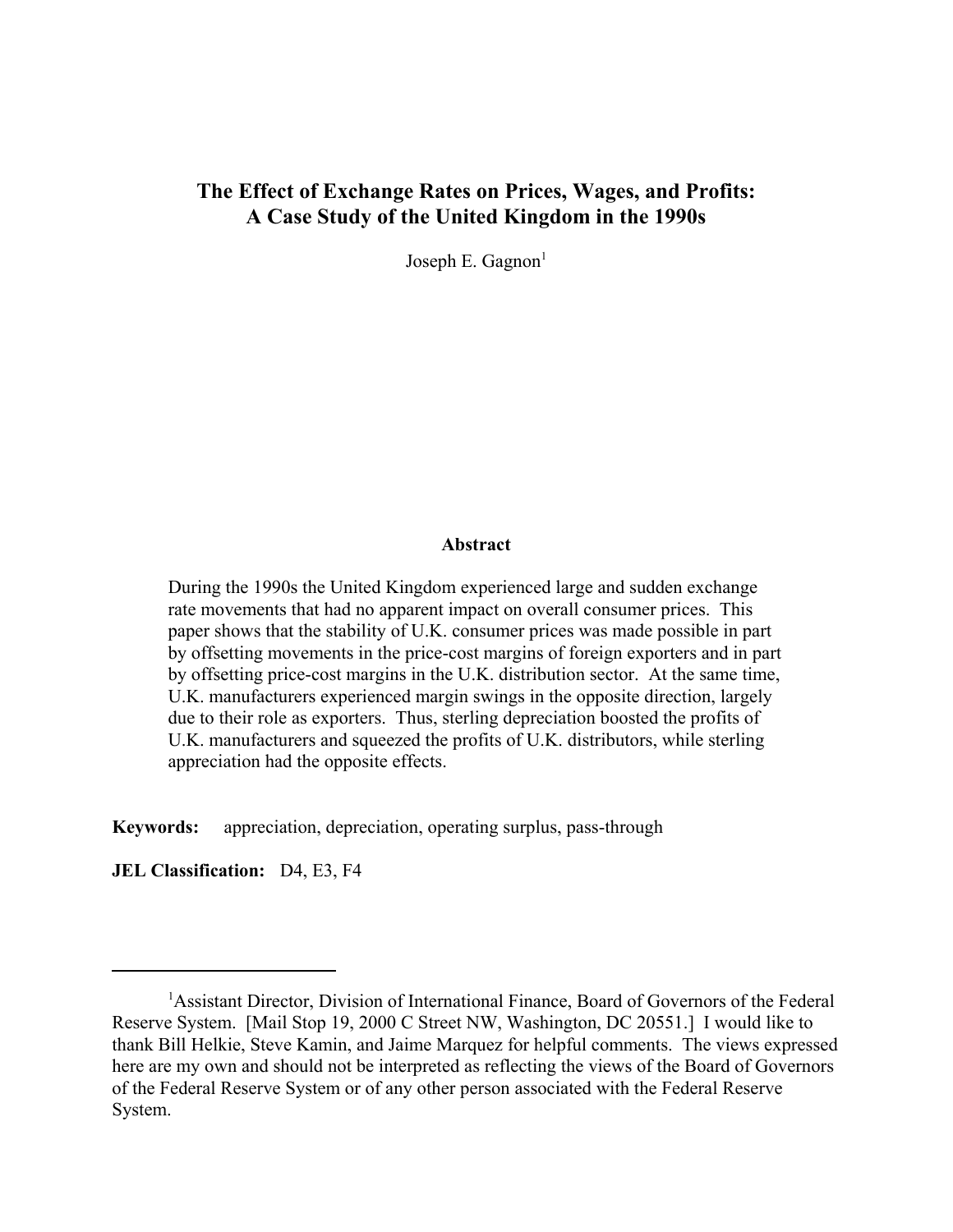# The Effect of Exchange Rates on Prices, Wages, and Profits: A Case Study of the United Kingdom in the 1990s

Joseph E. Gagnon[1]

## Abstract

During the 1990s the United Kingdom experienced large and sudden exchange rate movements that had no apparent impact on overall consumer prices. This paper shows that the stability of U.K. consumer prices was made possible in part by offsetting movements in the price-cost margins of foreign exporters and in part by offsetting price-cost margins in the U.K. distribution sector. At the same time, U.K. manufacturers experienced margin swings in the opposite direction, largely due to their role as exporters. Thus, sterling depreciation boosted the profits of U.K. manufacturers and squeezed the profits of U.K. distributors, while sterling appreciation had the opposite effects.

**Keywords:** appreciation, depreciation, operating surplus, pass-through

**JEL Classification:** D4, E3, F4

---

[1]Assistant Director, Division of International Finance, Board of Governors of the Federal Reserve System. [Mail Stop 19, 2000 C Street NW, Washington, DC 20551.] I would like to thank Bill Helkie, Steve Kamin, and Jaime Marquez for helpful comments. The views expressed here are my own and should not be interpreted as reflecting the views of the Board of Governors of the Federal Reserve System or of any other person associated with the Federal Reserve System.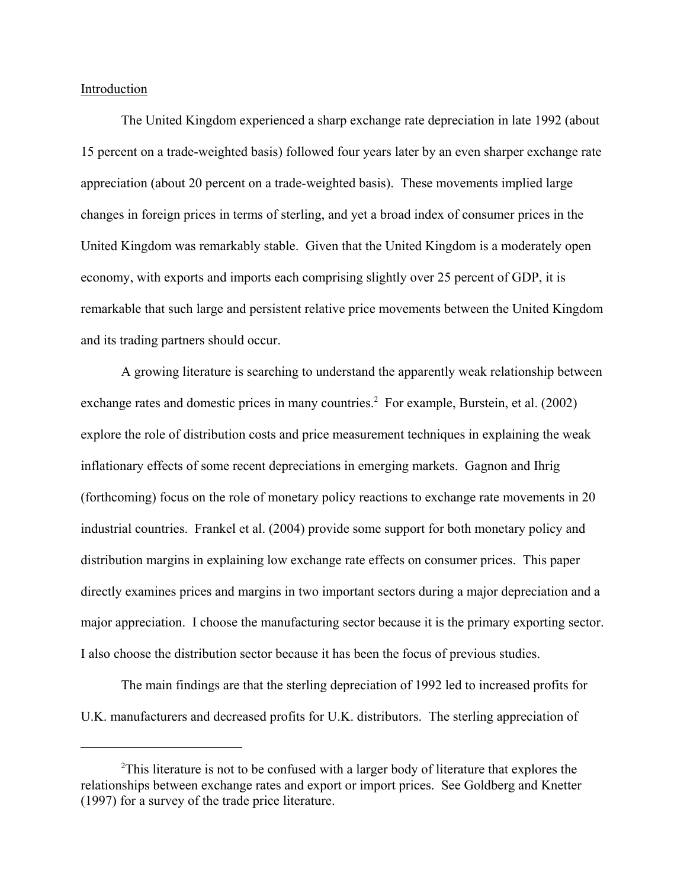## Introduction

The United Kingdom experienced a sharp exchange rate depreciation in late 1992 (about 15 percent on a trade-weighted basis) followed four years later by an even sharper exchange rate appreciation (about 20 percent on a trade-weighted basis). These movements implied large changes in foreign prices in terms of sterling, and yet a broad index of consumer prices in the United Kingdom was remarkably stable. Given that the United Kingdom is a moderately open economy, with exports and imports each comprising slightly over 25 percent of GDP, it is remarkable that such large and persistent relative price movements between the United Kingdom and its trading partners should occur.

A growing literature is searching to understand the apparently weak relationship between exchange rates and domestic prices in many countries.[2] For example, Burstein, et al. (2002) explore the role of distribution costs and price measurement techniques in explaining the weak inflationary effects of some recent depreciations in emerging markets. Gagnon and Ihrig (forthcoming) focus on the role of monetary policy reactions to exchange rate movements in 20 industrial countries. Frankel et al. (2004) provide some support for both monetary policy and distribution margins in explaining low exchange rate effects on consumer prices. This paper directly examines prices and margins in two important sectors during a major depreciation and a major appreciation. I choose the manufacturing sector because it is the primary exporting sector. I also choose the distribution sector because it has been the focus of previous studies.

The main findings are that the sterling depreciation of 1992 led to increased profits for U.K. manufacturers and decreased profits for U.K. distributors. The sterling appreciation of

[2] This literature is not to be confused with a larger body of literature that explores the relationships between exchange rates and export or import prices. See Goldberg and Knetter (1997) for a survey of the trade price literature.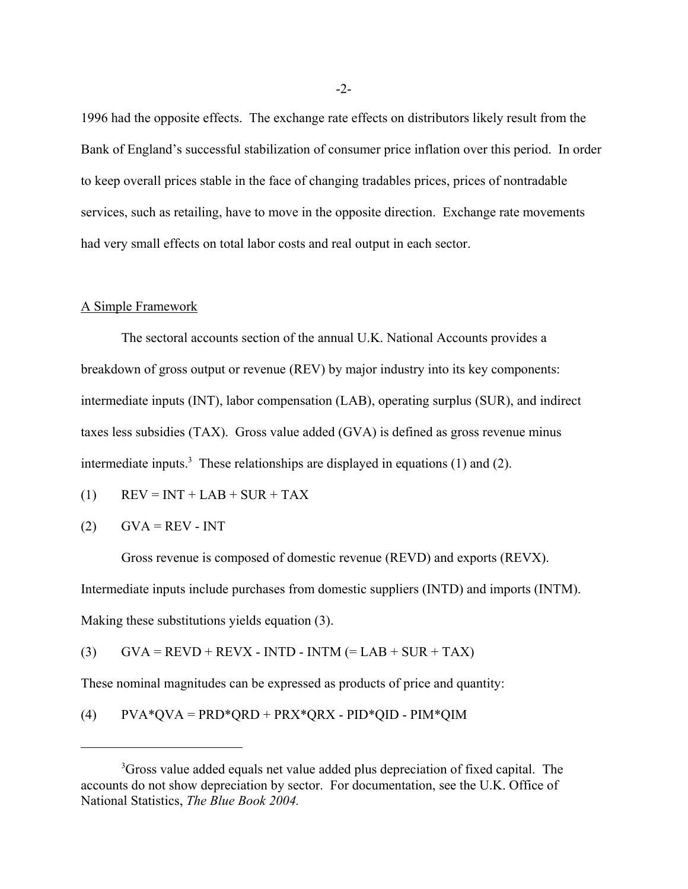1996 had the opposite effects. The exchange rate effects on distributors likely result from the Bank of England's successful stabilization of consumer price inflation over this period. In order to keep overall prices stable in the face of changing tradables prices, prices of nontradable services, such as retailing, have to move in the opposite direction. Exchange rate movements had very small effects on total labor costs and real output in each sector.

## A Simple Framework

The sectoral accounts section of the annual U.K. National Accounts provides a breakdown of gross output or revenue (REV) by major industry into its key components: intermediate inputs (INT), labor compensation (LAB), operating surplus (SUR), and indirect taxes less subsidies (TAX). Gross value added (GVA) is defined as gross revenue minus intermediate inputs.[3] These relationships are displayed in equations (1) and (2).

$$\text{(1)} \qquad REV = INT + LAB + SUR + TAX$$

$$\text{(2)} \qquad GVA = REV - INT$$

Gross revenue is composed of domestic revenue (REVD) and exports (REVX). Intermediate inputs include purchases from domestic suppliers (INTD) and imports (INTM). Making these substitutions yields equation (3).

$$\text{(3)} \qquad GVA = REVD + REVX - INTD - INTM \; (= LAB + SUR + TAX)$$

These nominal magnitudes can be expressed as products of price and quantity:

$$\text{(4)} \qquad PVA*QVA = PRD*QRD + PRX*QRX - PID*QID - PIM*QIM$$

---

[3] Gross value added equals net value added plus depreciation of fixed capital. The accounts do not show depreciation by sector. For documentation, see the U.K. Office of National Statistics, *The Blue Book 2004.*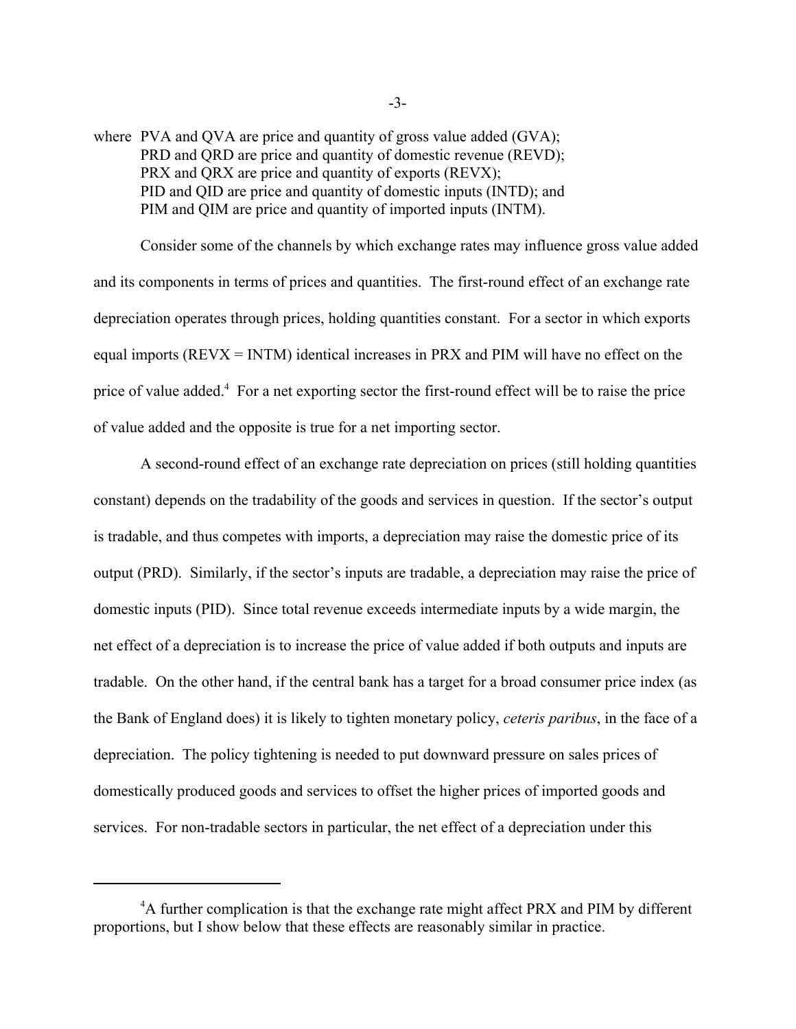where PVA and QVA are price and quantity of gross value added (GVA);
PRD and QRD are price and quantity of domestic revenue (REVD);
PRX and QRX are price and quantity of exports (REVX);
PID and QID are price and quantity of domestic inputs (INTD); and
PIM and QIM are price and quantity of imported inputs (INTM).

Consider some of the channels by which exchange rates may influence gross value added and its components in terms of prices and quantities. The first-round effect of an exchange rate depreciation operates through prices, holding quantities constant. For a sector in which exports equal imports (REVX = INTM) identical increases in PRX and PIM will have no effect on the price of value added.[4] For a net exporting sector the first-round effect will be to raise the price of value added and the opposite is true for a net importing sector.

A second-round effect of an exchange rate depreciation on prices (still holding quantities constant) depends on the tradability of the goods and services in question. If the sector's output is tradable, and thus competes with imports, a depreciation may raise the domestic price of its output (PRD). Similarly, if the sector's inputs are tradable, a depreciation may raise the price of domestic inputs (PID). Since total revenue exceeds intermediate inputs by a wide margin, the net effect of a depreciation is to increase the price of value added if both outputs and inputs are tradable. On the other hand, if the central bank has a target for a broad consumer price index (as the Bank of England does) it is likely to tighten monetary policy, *ceteris paribus*, in the face of a depreciation. The policy tightening is needed to put downward pressure on sales prices of domestically produced goods and services to offset the higher prices of imported goods and services. For non-tradable sectors in particular, the net effect of a depreciation under this

[4] A further complication is that the exchange rate might affect PRX and PIM by different proportions, but I show below that these effects are reasonably similar in practice.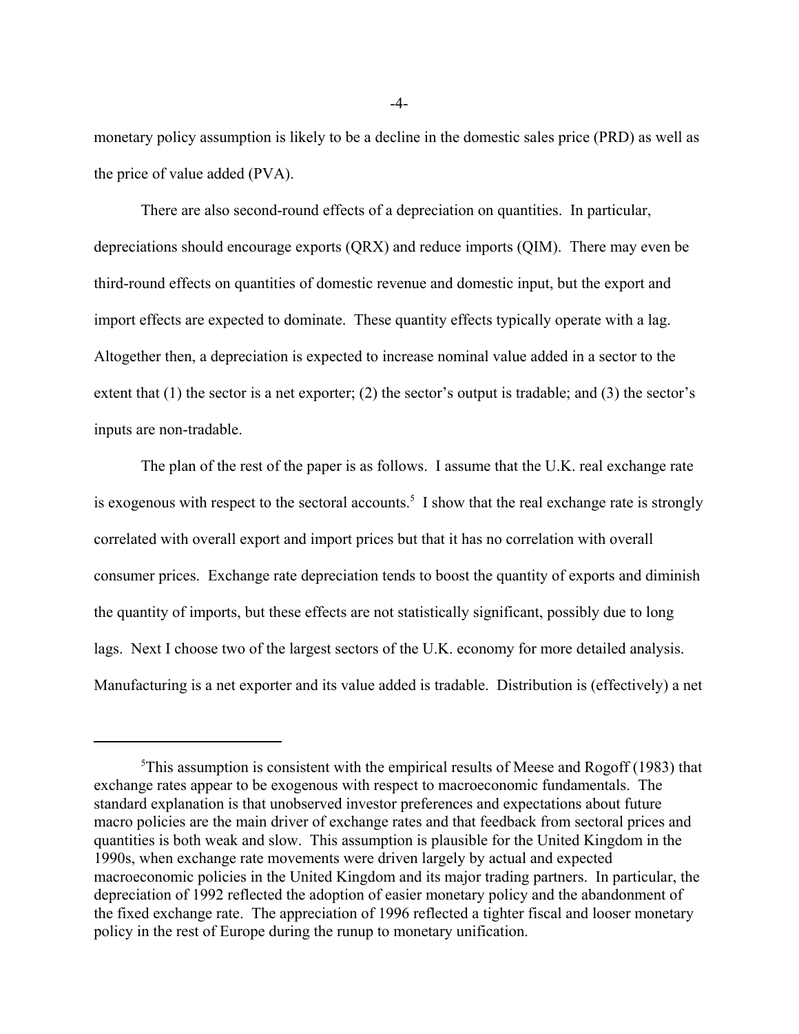monetary policy assumption is likely to be a decline in the domestic sales price (PRD) as well as the price of value added (PVA).

There are also second-round effects of a depreciation on quantities. In particular, depreciations should encourage exports (QRX) and reduce imports (QIM). There may even be third-round effects on quantities of domestic revenue and domestic input, but the export and import effects are expected to dominate. These quantity effects typically operate with a lag. Altogether then, a depreciation is expected to increase nominal value added in a sector to the extent that (1) the sector is a net exporter; (2) the sector's output is tradable; and (3) the sector's inputs are non-tradable.

The plan of the rest of the paper is as follows. I assume that the U.K. real exchange rate is exogenous with respect to the sectoral accounts.[5] I show that the real exchange rate is strongly correlated with overall export and import prices but that it has no correlation with overall consumer prices. Exchange rate depreciation tends to boost the quantity of exports and diminish the quantity of imports, but these effects are not statistically significant, possibly due to long lags. Next I choose two of the largest sectors of the U.K. economy for more detailed analysis. Manufacturing is a net exporter and its value added is tradable. Distribution is (effectively) a net

---

[5]This assumption is consistent with the empirical results of Meese and Rogoff (1983) that exchange rates appear to be exogenous with respect to macroeconomic fundamentals. The standard explanation is that unobserved investor preferences and expectations about future macro policies are the main driver of exchange rates and that feedback from sectoral prices and quantities is both weak and slow. This assumption is plausible for the United Kingdom in the 1990s, when exchange rate movements were driven largely by actual and expected macroeconomic policies in the United Kingdom and its major trading partners. In particular, the depreciation of 1992 reflected the adoption of easier monetary policy and the abandonment of the fixed exchange rate. The appreciation of 1996 reflected a tighter fiscal and looser monetary policy in the rest of Europe during the runup to monetary unification.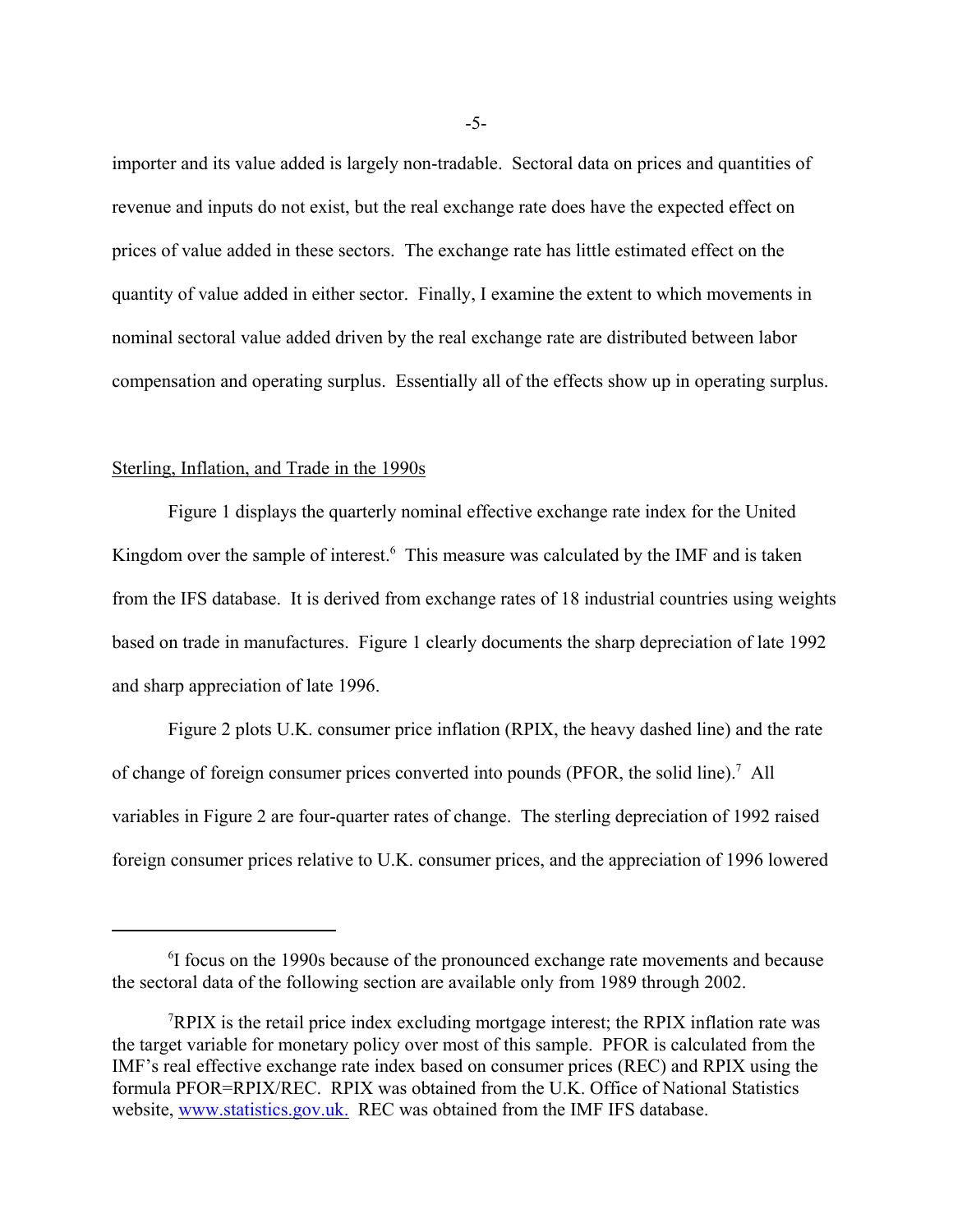importer and its value added is largely non-tradable. Sectoral data on prices and quantities of revenue and inputs do not exist, but the real exchange rate does have the expected effect on prices of value added in these sectors. The exchange rate has little estimated effect on the quantity of value added in either sector. Finally, I examine the extent to which movements in nominal sectoral value added driven by the real exchange rate are distributed between labor compensation and operating surplus. Essentially all of the effects show up in operating surplus.

## Sterling, Inflation, and Trade in the 1990s

Figure 1 displays the quarterly nominal effective exchange rate index for the United Kingdom over the sample of interest.[6] This measure was calculated by the IMF and is taken from the IFS database. It is derived from exchange rates of 18 industrial countries using weights based on trade in manufactures. Figure 1 clearly documents the sharp depreciation of late 1992 and sharp appreciation of late 1996.

Figure 2 plots U.K. consumer price inflation (RPIX, the heavy dashed line) and the rate of change of foreign consumer prices converted into pounds (PFOR, the solid line).[7] All variables in Figure 2 are four-quarter rates of change. The sterling depreciation of 1992 raised foreign consumer prices relative to U.K. consumer prices, and the appreciation of 1996 lowered

---

[6] I focus on the 1990s because of the pronounced exchange rate movements and because the sectoral data of the following section are available only from 1989 through 2002.

[7] RPIX is the retail price index excluding mortgage interest; the RPIX inflation rate was the target variable for monetary policy over most of this sample. PFOR is calculated from the IMF's real effective exchange rate index based on consumer prices (REC) and RPIX using the formula PFOR=RPIX/REC. RPIX was obtained from the U.K. Office of National Statistics website, [www.statistics.gov.uk.](http://www.statistics.gov.uk) REC was obtained from the IMF IFS database.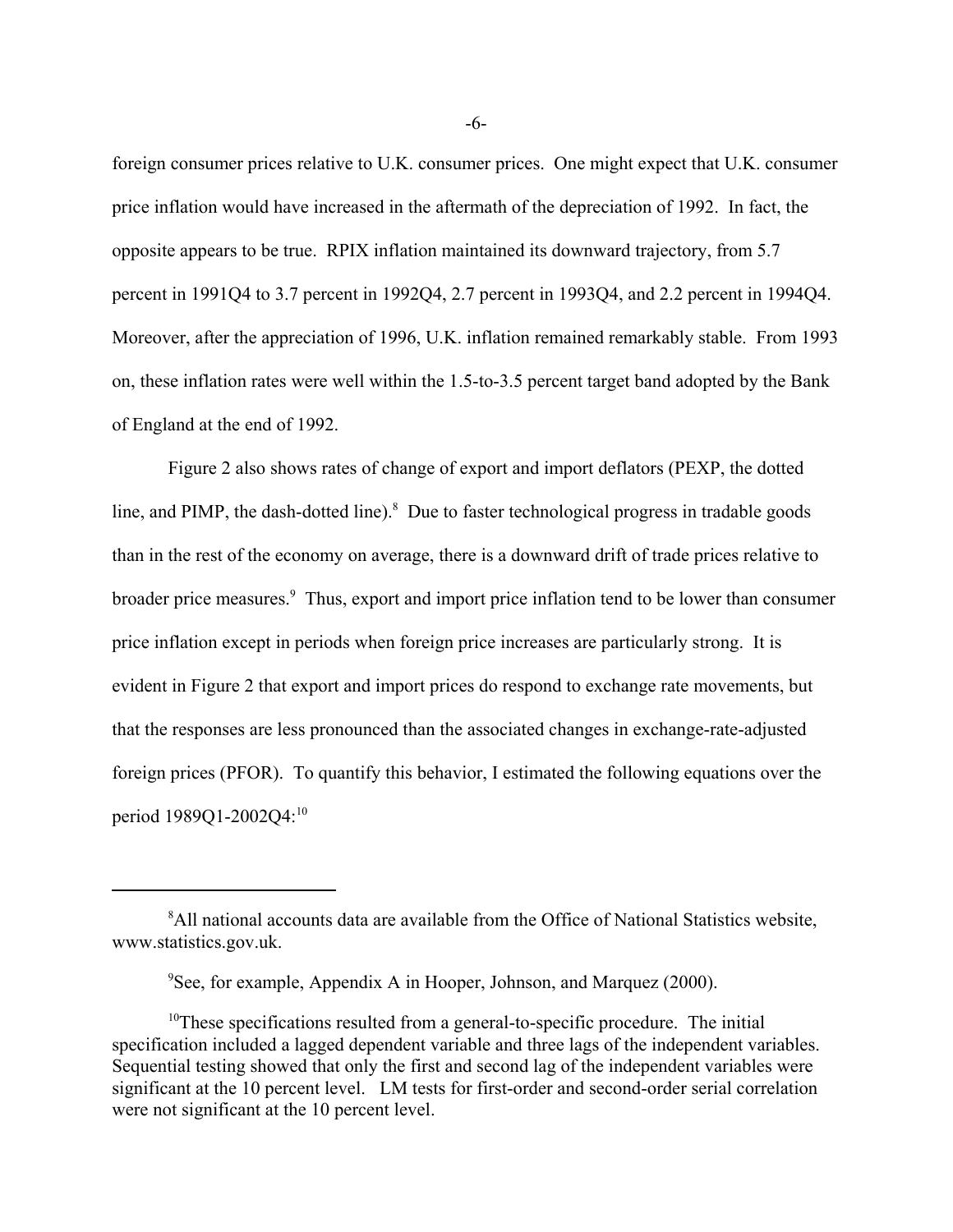foreign consumer prices relative to U.K. consumer prices. One might expect that U.K. consumer price inflation would have increased in the aftermath of the depreciation of 1992. In fact, the opposite appears to be true. RPIX inflation maintained its downward trajectory, from 5.7 percent in 1991Q4 to 3.7 percent in 1992Q4, 2.7 percent in 1993Q4, and 2.2 percent in 1994Q4. Moreover, after the appreciation of 1996, U.K. inflation remained remarkably stable. From 1993 on, these inflation rates were well within the 1.5-to-3.5 percent target band adopted by the Bank of England at the end of 1992.

Figure 2 also shows rates of change of export and import deflators (PEXP, the dotted line, and PIMP, the dash-dotted line).[8] Due to faster technological progress in tradable goods than in the rest of the economy on average, there is a downward drift of trade prices relative to broader price measures.[9] Thus, export and import price inflation tend to be lower than consumer price inflation except in periods when foreign price increases are particularly strong. It is evident in Figure 2 that export and import prices do respond to exchange rate movements, but that the responses are less pronounced than the associated changes in exchange-rate-adjusted foreign prices (PFOR). To quantify this behavior, I estimated the following equations over the period 1989Q1-2002Q4:[10]

---

[8] All national accounts data are available from the Office of National Statistics website, www.statistics.gov.uk.

[9] See, for example, Appendix A in Hooper, Johnson, and Marquez (2000).

[10] These specifications resulted from a general-to-specific procedure. The initial specification included a lagged dependent variable and three lags of the independent variables. Sequential testing showed that only the first and second lag of the independent variables were significant at the 10 percent level. LM tests for first-order and second-order serial correlation were not significant at the 10 percent level.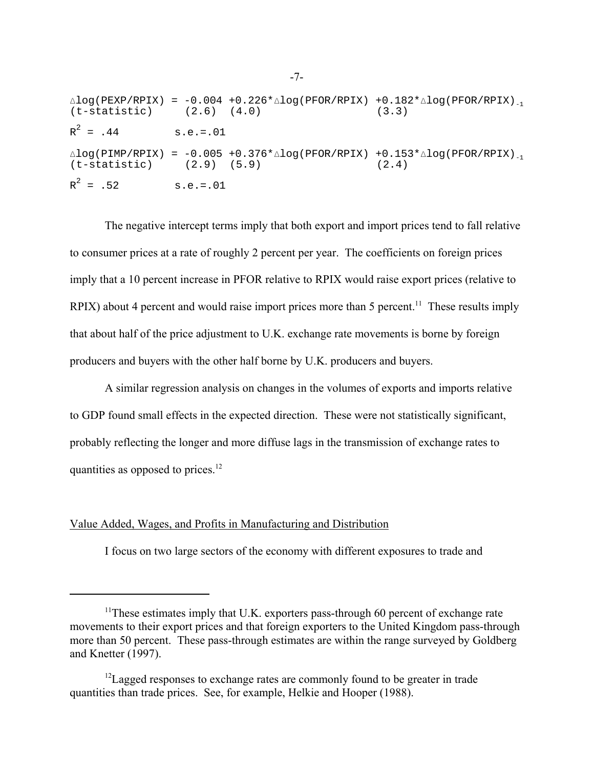$$\Delta \log(PEXP/RPIX) = \underset{(2.6)}{-0.004} + \underset{(4.0)}{0.226} \ast \Delta \log(PFOR/RPIX) + \underset{(3.3)}{0.182} \ast \Delta \log(PFOR/RPIX)_{-1}$$

(t-statistic)

$R^2 = .44$ s.e.=.01

$$\Delta \log(PIMP/RPIX) = \underset{(2.9)}{-0.005} + \underset{(5.9)}{0.376} \ast \Delta \log(PFOR/RPIX) + \underset{(2.4)}{0.153} \ast \Delta \log(PFOR/RPIX)_{-1}$$

(t-statistic)

$R^2 = .52$ s.e.=.01

The negative intercept terms imply that both export and import prices tend to fall relative to consumer prices at a rate of roughly 2 percent per year. The coefficients on foreign prices imply that a 10 percent increase in PFOR relative to RPIX would raise export prices (relative to RPIX) about 4 percent and would raise import prices more than 5 percent.[11] These results imply that about half of the price adjustment to U.K. exchange rate movements is borne by foreign producers and buyers with the other half borne by U.K. producers and buyers.

A similar regression analysis on changes in the volumes of exports and imports relative to GDP found small effects in the expected direction. These were not statistically significant, probably reflecting the longer and more diffuse lags in the transmission of exchange rates to quantities as opposed to prices.[12]

## Value Added, Wages, and Profits in Manufacturing and Distribution

I focus on two large sectors of the economy with different exposures to trade and

---

[11] These estimates imply that U.K. exporters pass-through 60 percent of exchange rate movements to their export prices and that foreign exporters to the United Kingdom pass-through more than 50 percent. These pass-through estimates are within the range surveyed by Goldberg and Knetter (1997).

[12] Lagged responses to exchange rates are commonly found to be greater in trade quantities than trade prices. See, for example, Helkie and Hooper (1988).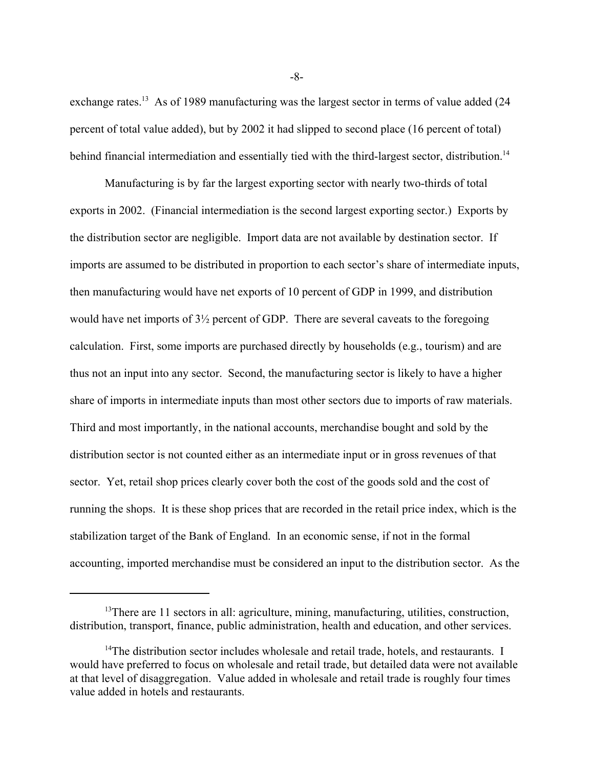exchange rates.[13] As of 1989 manufacturing was the largest sector in terms of value added (24 percent of total value added), but by 2002 it had slipped to second place (16 percent of total) behind financial intermediation and essentially tied with the third-largest sector, distribution.[14]

Manufacturing is by far the largest exporting sector with nearly two-thirds of total exports in 2002. (Financial intermediation is the second largest exporting sector.) Exports by the distribution sector are negligible. Import data are not available by destination sector. If imports are assumed to be distributed in proportion to each sector's share of intermediate inputs, then manufacturing would have net exports of 10 percent of GDP in 1999, and distribution would have net imports of 3½ percent of GDP. There are several caveats to the foregoing calculation. First, some imports are purchased directly by households (e.g., tourism) and are thus not an input into any sector. Second, the manufacturing sector is likely to have a higher share of imports in intermediate inputs than most other sectors due to imports of raw materials. Third and most importantly, in the national accounts, merchandise bought and sold by the distribution sector is not counted either as an intermediate input or in gross revenues of that sector. Yet, retail shop prices clearly cover both the cost of the goods sold and the cost of running the shops. It is these shop prices that are recorded in the retail price index, which is the stabilization target of the Bank of England. In an economic sense, if not in the formal accounting, imported merchandise must be considered an input to the distribution sector. As the

[13]There are 11 sectors in all: agriculture, mining, manufacturing, utilities, construction, distribution, transport, finance, public administration, health and education, and other services.

[14]The distribution sector includes wholesale and retail trade, hotels, and restaurants. I would have preferred to focus on wholesale and retail trade, but detailed data were not available at that level of disaggregation. Value added in wholesale and retail trade is roughly four times value added in hotels and restaurants.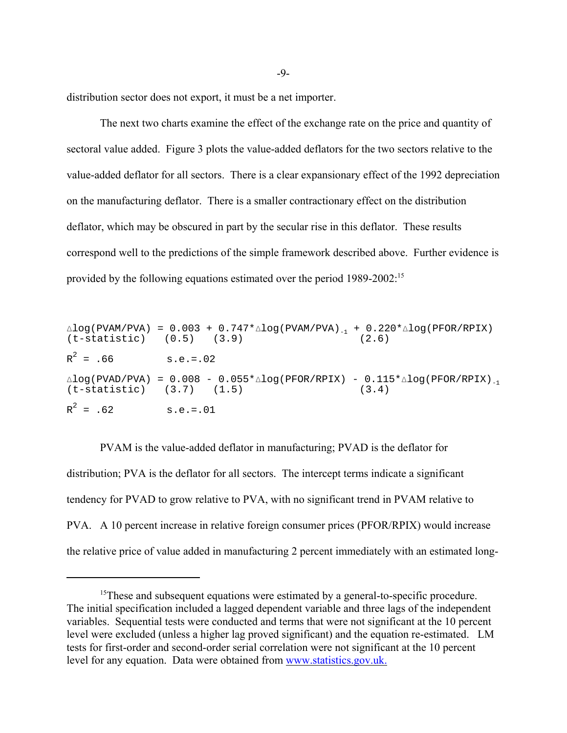distribution sector does not export, it must be a net importer.

The next two charts examine the effect of the exchange rate on the price and quantity of sectoral value added. Figure 3 plots the value-added deflators for the two sectors relative to the value-added deflator for all sectors. There is a clear expansionary effect of the 1992 depreciation on the manufacturing deflator. There is a smaller contractionary effect on the distribution deflator, which may be obscured in part by the secular rise in this deflator. These results correspond well to the predictions of the simple framework described above. Further evidence is provided by the following equations estimated over the period 1989-2002:[15]

$$\Delta \log(PVAM/PVA) = \underset{(0.5)}{0.003} + \underset{(3.9)}{0.747}{*}\Delta \log(PVAM/PVA)_{-1} + \underset{(2.6)}{0.220}{*}\Delta \log(PFOR/RPIX)$$

(t-statistic)

$R^2 = .66$ s.e.=.02

$$\Delta \log(PVAD/PVA) = \underset{(3.7)}{0.008} - \underset{(1.5)}{0.055}{*}\Delta \log(PFOR/RPIX) - \underset{(3.4)}{0.115}{*}\Delta \log(PFOR/RPIX)_{-1}$$

(t-statistic)

$R^2 = .62$ s.e.=.01

PVAM is the value-added deflator in manufacturing; PVAD is the deflator for distribution; PVA is the deflator for all sectors. The intercept terms indicate a significant tendency for PVAD to grow relative to PVA, with no significant trend in PVAM relative to PVA. A 10 percent increase in relative foreign consumer prices (PFOR/RPIX) would increase the relative price of value added in manufacturing 2 percent immediately with an estimated long-

---

[15]These and subsequent equations were estimated by a general-to-specific procedure. The initial specification included a lagged dependent variable and three lags of the independent variables. Sequential tests were conducted and terms that were not significant at the 10 percent level were excluded (unless a higher lag proved significant) and the equation re-estimated. LM tests for first-order and second-order serial correlation were not significant at the 10 percent level for any equation. Data were obtained from www.statistics.gov.uk.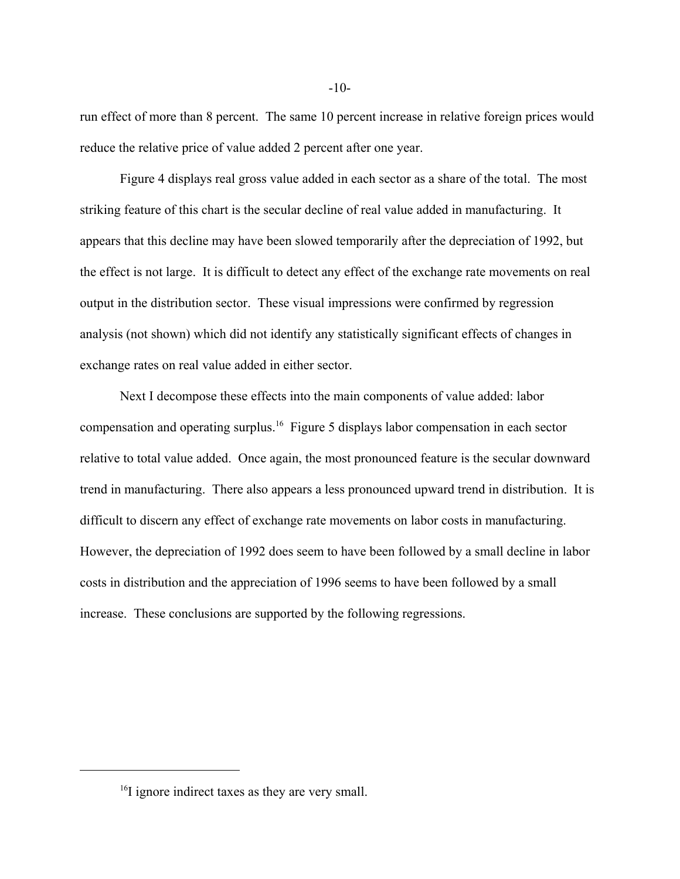run effect of more than 8 percent. The same 10 percent increase in relative foreign prices would reduce the relative price of value added 2 percent after one year.

Figure 4 displays real gross value added in each sector as a share of the total. The most striking feature of this chart is the secular decline of real value added in manufacturing. It appears that this decline may have been slowed temporarily after the depreciation of 1992, but the effect is not large. It is difficult to detect any effect of the exchange rate movements on real output in the distribution sector. These visual impressions were confirmed by regression analysis (not shown) which did not identify any statistically significant effects of changes in exchange rates on real value added in either sector.

Next I decompose these effects into the main components of value added: labor compensation and operating surplus.[16] Figure 5 displays labor compensation in each sector relative to total value added. Once again, the most pronounced feature is the secular downward trend in manufacturing. There also appears a less pronounced upward trend in distribution. It is difficult to discern any effect of exchange rate movements on labor costs in manufacturing. However, the depreciation of 1992 does seem to have been followed by a small decline in labor costs in distribution and the appreciation of 1996 seems to have been followed by a small increase. These conclusions are supported by the following regressions.

---

[16] I ignore indirect taxes as they are very small.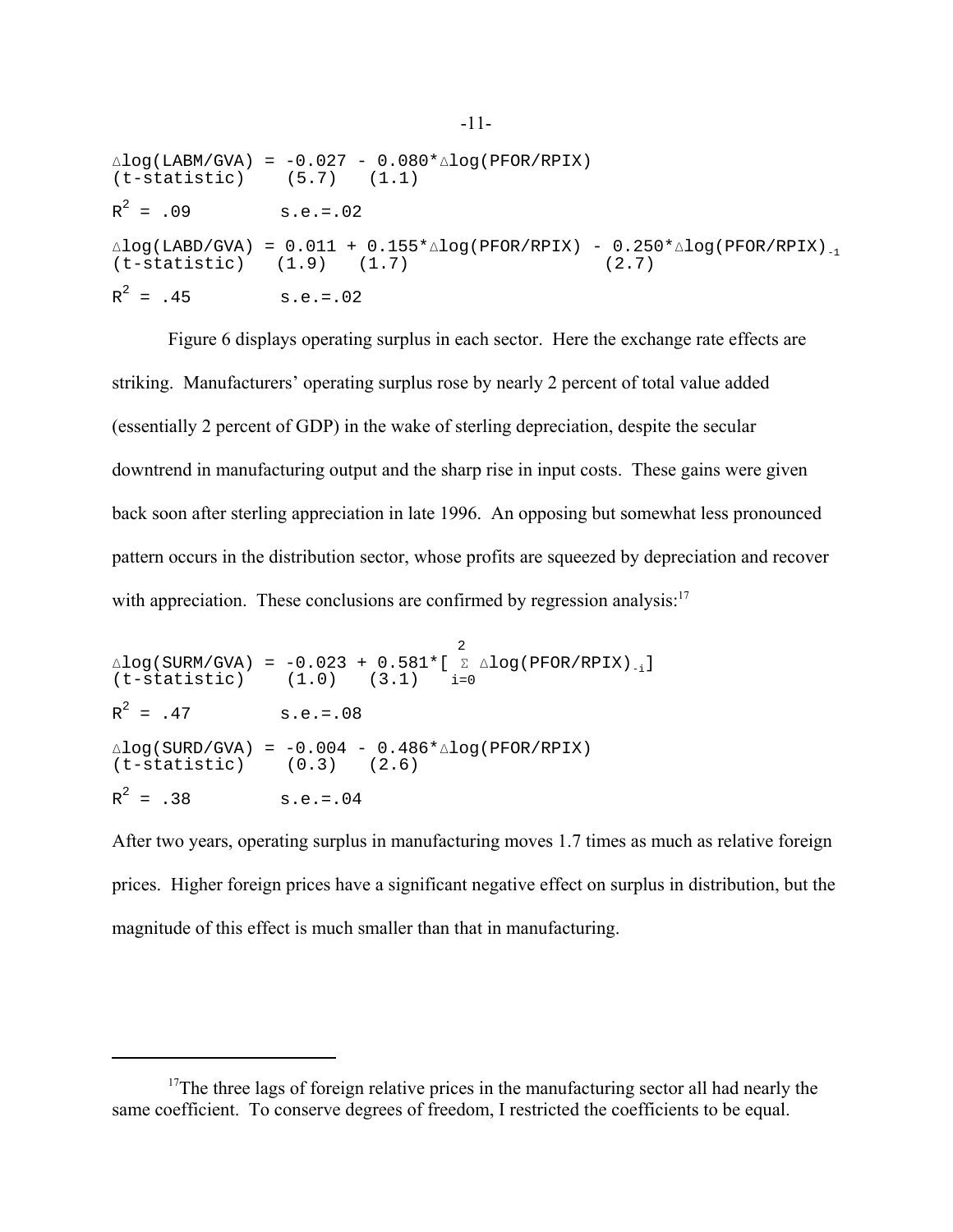$$\Delta \log(LABM/GVA) = \underset{(5.7)}{-0.027} - \underset{(1.1)}{0.080}*\Delta \log(PFOR/RPIX)$$

(t-statistic)

$R^2 = .09$ s.e.=.02

$$\Delta \log(LABD/GVA) = \underset{(1.9)}{0.011} + \underset{(1.7)}{0.155}*\Delta \log(PFOR/RPIX) - \underset{(2.7)}{0.250}*\Delta \log(PFOR/RPIX)_{-1}$$

(t-statistic)

$R^2 = .45$ s.e.=.02

Figure 6 displays operating surplus in each sector. Here the exchange rate effects are striking. Manufacturers' operating surplus rose by nearly 2 percent of total value added (essentially 2 percent of GDP) in the wake of sterling depreciation, despite the secular downtrend in manufacturing output and the sharp rise in input costs. These gains were given back soon after sterling appreciation in late 1996. An opposing but somewhat less pronounced pattern occurs in the distribution sector, whose profits are squeezed by depreciation and recover with appreciation. These conclusions are confirmed by regression analysis:[17]

$$\Delta \log(SURM/GVA) = \underset{(1.0)}{-0.023} + \underset{(3.1)}{0.581}*\left[\sum_{i=0}^{2} \Delta \log(PFOR/RPIX)_{-i}\right]$$

(t-statistic)

$R^2 = .47$ s.e.=.08

$$\Delta \log(SURD/GVA) = \underset{(0.3)}{-0.004} - \underset{(2.6)}{0.486}*\Delta \log(PFOR/RPIX)$$

(t-statistic)

$R^2 = .38$ s.e.=.04

After two years, operating surplus in manufacturing moves 1.7 times as much as relative foreign prices. Higher foreign prices have a significant negative effect on surplus in distribution, but the magnitude of this effect is much smaller than that in manufacturing.

---

[17] The three lags of foreign relative prices in the manufacturing sector all had nearly the same coefficient. To conserve degrees of freedom, I restricted the coefficients to be equal.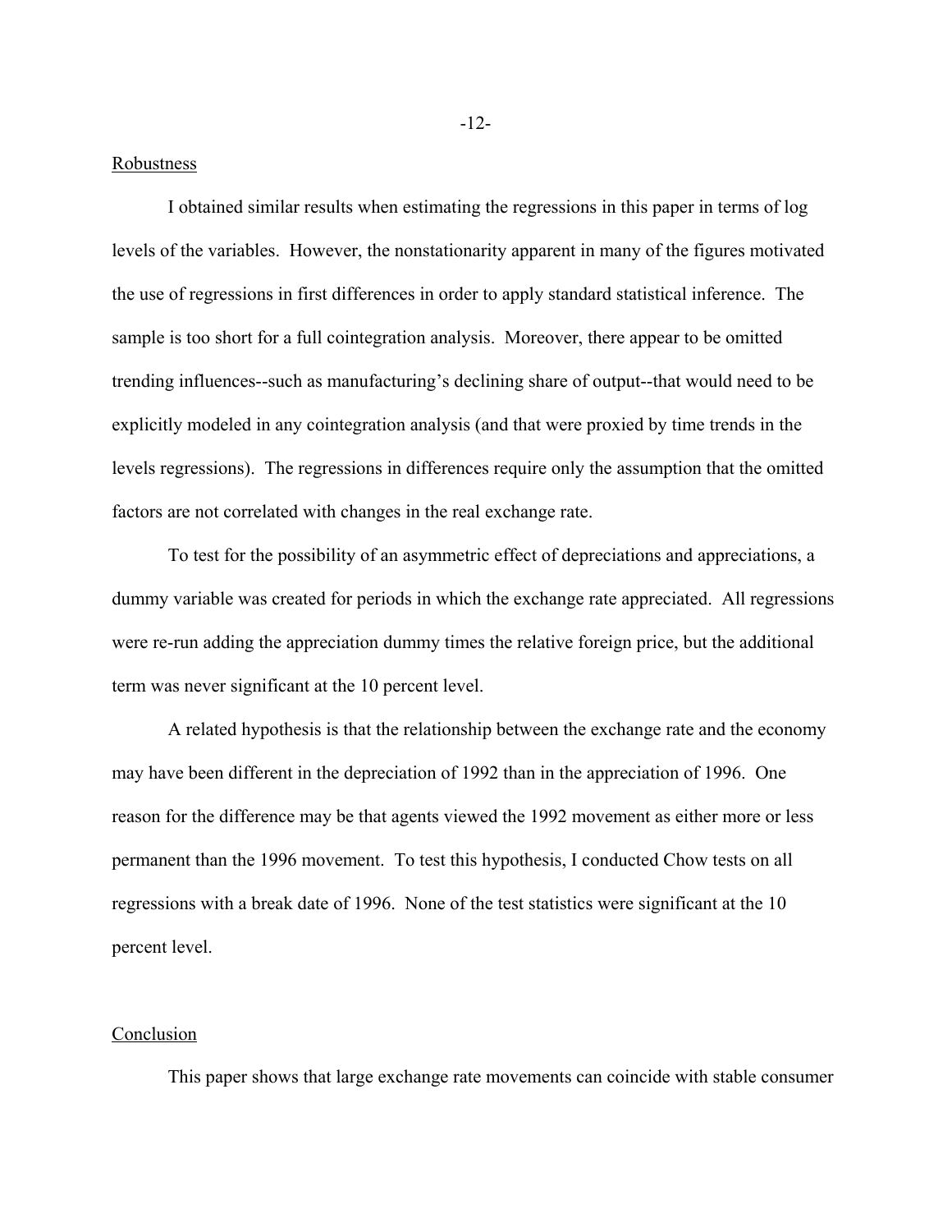## Robustness

I obtained similar results when estimating the regressions in this paper in terms of log levels of the variables. However, the nonstationarity apparent in many of the figures motivated the use of regressions in first differences in order to apply standard statistical inference. The sample is too short for a full cointegration analysis. Moreover, there appear to be omitted trending influences--such as manufacturing's declining share of output--that would need to be explicitly modeled in any cointegration analysis (and that were proxied by time trends in the levels regressions). The regressions in differences require only the assumption that the omitted factors are not correlated with changes in the real exchange rate.

To test for the possibility of an asymmetric effect of depreciations and appreciations, a dummy variable was created for periods in which the exchange rate appreciated. All regressions were re-run adding the appreciation dummy times the relative foreign price, but the additional term was never significant at the 10 percent level.

A related hypothesis is that the relationship between the exchange rate and the economy may have been different in the depreciation of 1992 than in the appreciation of 1996. One reason for the difference may be that agents viewed the 1992 movement as either more or less permanent than the 1996 movement. To test this hypothesis, I conducted Chow tests on all regressions with a break date of 1996. None of the test statistics were significant at the 10 percent level.

## Conclusion

This paper shows that large exchange rate movements can coincide with stable consumer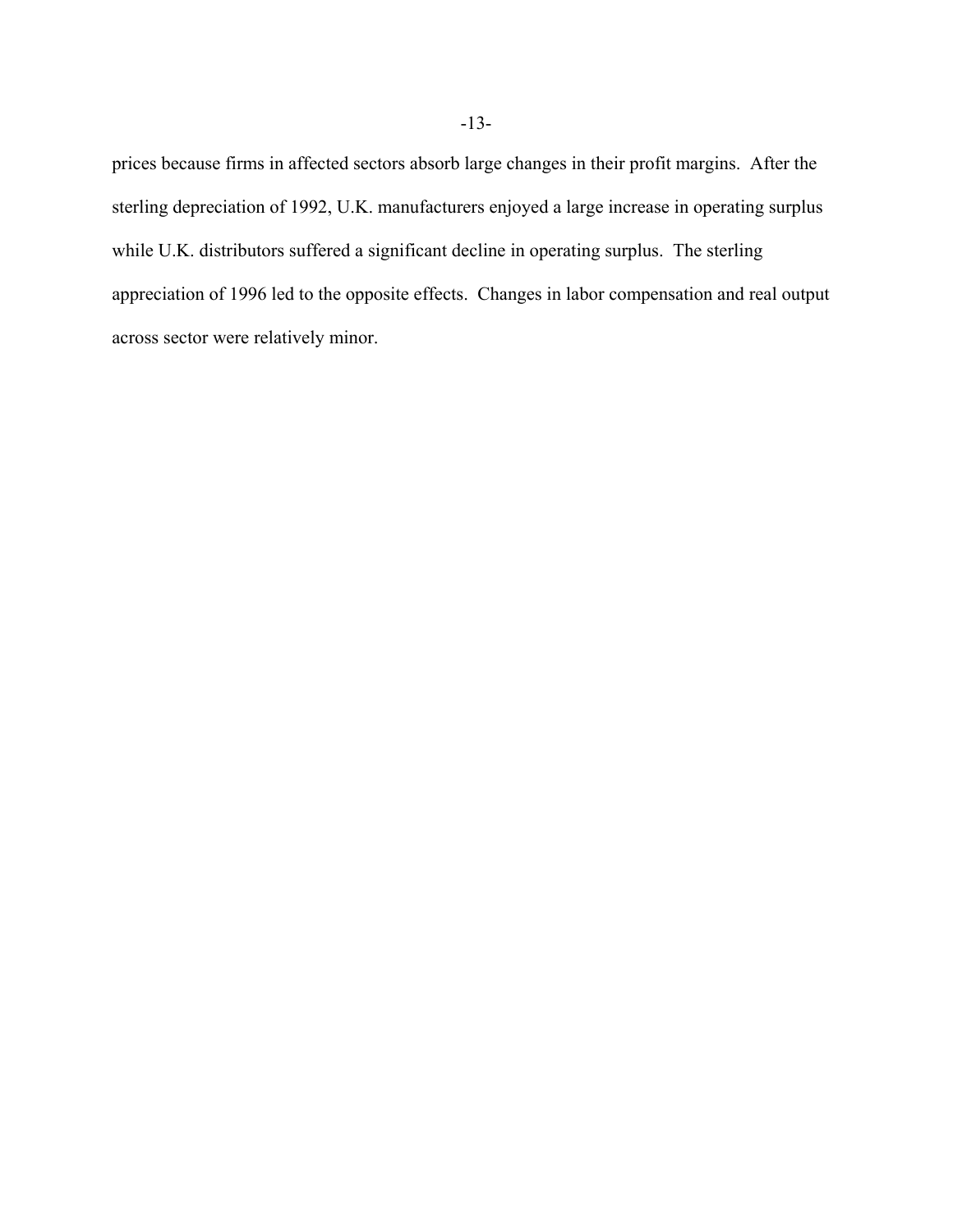prices because firms in affected sectors absorb large changes in their profit margins. After the sterling depreciation of 1992, U.K. manufacturers enjoyed a large increase in operating surplus while U.K. distributors suffered a significant decline in operating surplus. The sterling appreciation of 1996 led to the opposite effects. Changes in labor compensation and real output across sector were relatively minor.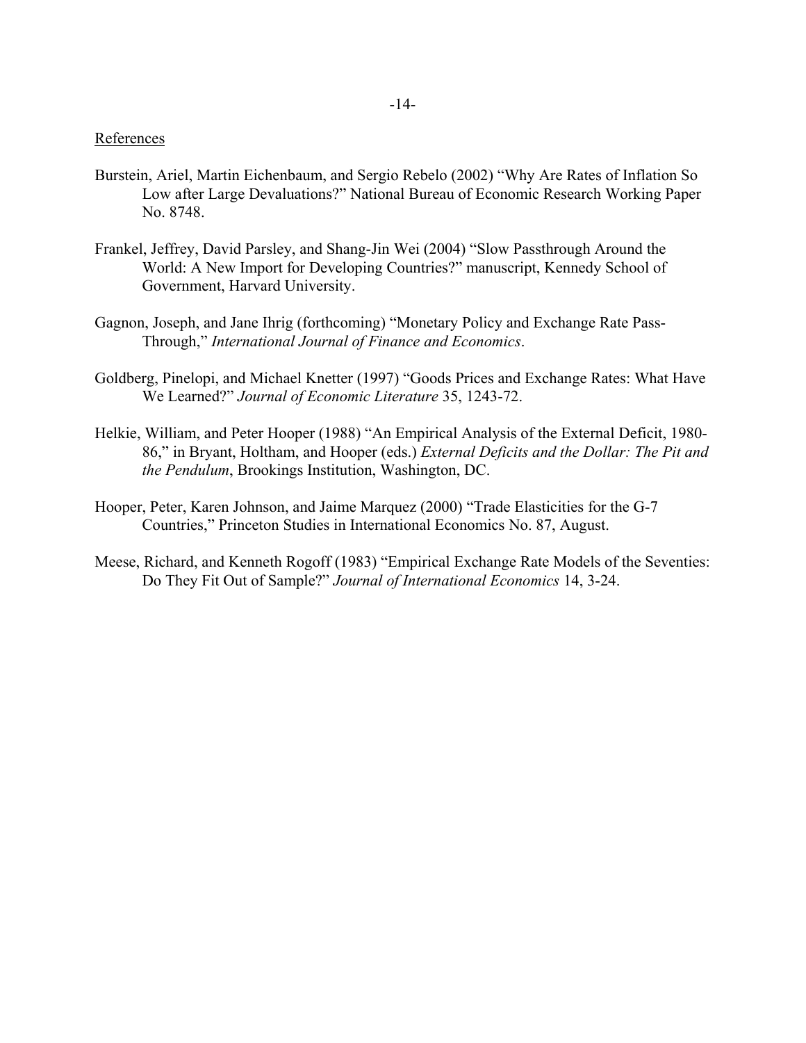## References

Burstein, Ariel, Martin Eichenbaum, and Sergio Rebelo (2002) "Why Are Rates of Inflation So Low after Large Devaluations?" National Bureau of Economic Research Working Paper No. 8748.

Frankel, Jeffrey, David Parsley, and Shang-Jin Wei (2004) "Slow Passthrough Around the World: A New Import for Developing Countries?" manuscript, Kennedy School of Government, Harvard University.

Gagnon, Joseph, and Jane Ihrig (forthcoming) "Monetary Policy and Exchange Rate Pass-Through," *International Journal of Finance and Economics*.

Goldberg, Pinelopi, and Michael Knetter (1997) "Goods Prices and Exchange Rates: What Have We Learned?" *Journal of Economic Literature* 35, 1243-72.

Helkie, William, and Peter Hooper (1988) "An Empirical Analysis of the External Deficit, 1980-86," in Bryant, Holtham, and Hooper (eds.) *External Deficits and the Dollar: The Pit and the Pendulum*, Brookings Institution, Washington, DC.

Hooper, Peter, Karen Johnson, and Jaime Marquez (2000) "Trade Elasticities for the G-7 Countries," Princeton Studies in International Economics No. 87, August.

Meese, Richard, and Kenneth Rogoff (1983) "Empirical Exchange Rate Models of the Seventies: Do They Fit Out of Sample?" *Journal of International Economics* 14, 3-24.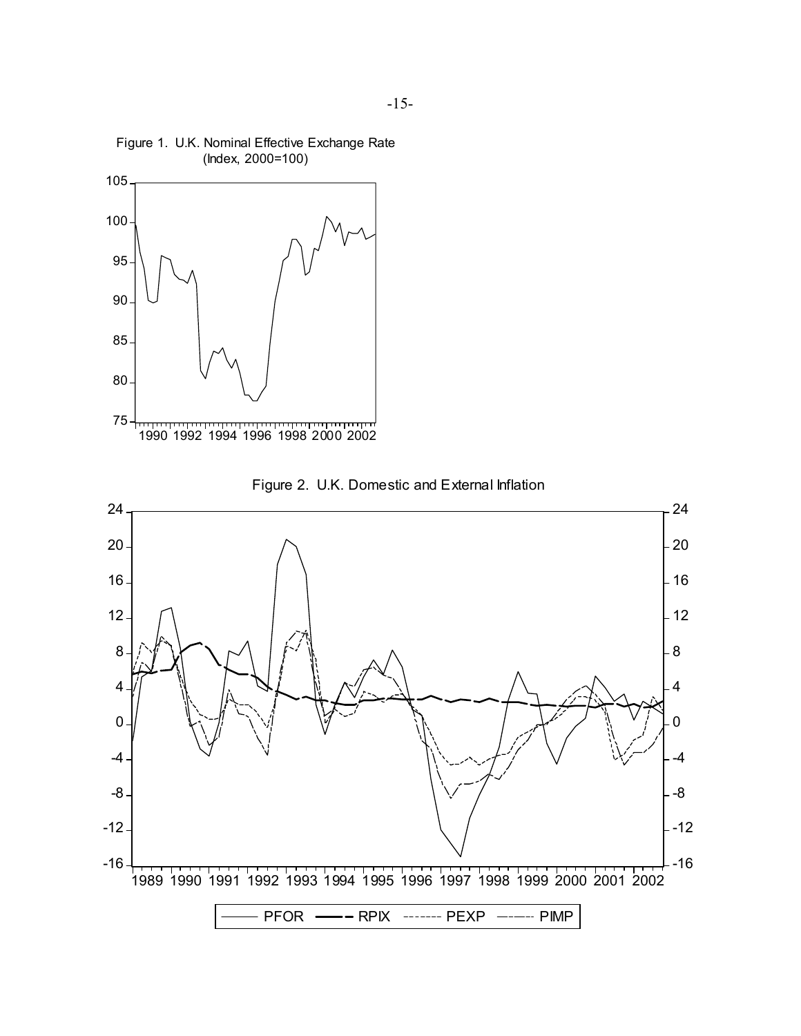Figure 1. U.K. Nominal Effective Exchange Rate (Index, 2000=100)

Figure 2. U.K. Domestic and External Inflation

PFOR RPIX PEXP PIMP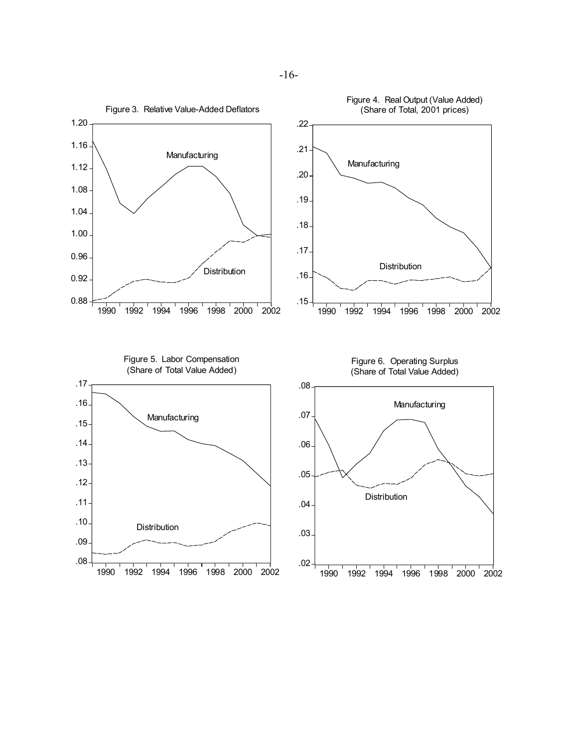Figure 3. Relative Value-Added Deflators

1.20
1.16
1.12
1.08
1.04
1.00
0.96
0.92
0.88

1990 1992 1994 1996 1998 2000 2002

Manufacturing

Distribution

Figure 4. Real Output (Value Added)
(Share of Total, 2001 prices)

.22
.21
.20
.19
.18
.17
.16
.15

1990 1992 1994 1996 1998 2000 2002

Manufacturing

Distribution

Figure 5. Labor Compensation
(Share of Total Value Added)

.17
.16
.15
.14
.13
.12
.11
.10
.09
.08

1990 1992 1994 1996 1998 2000 2002

Manufacturing

Distribution

Figure 6. Operating Surplus
(Share of Total Value Added)

.08
.07
.06
.05
.04
.03
.02

1990 1992 1994 1996 1998 2000 2002

Manufacturing

Distribution